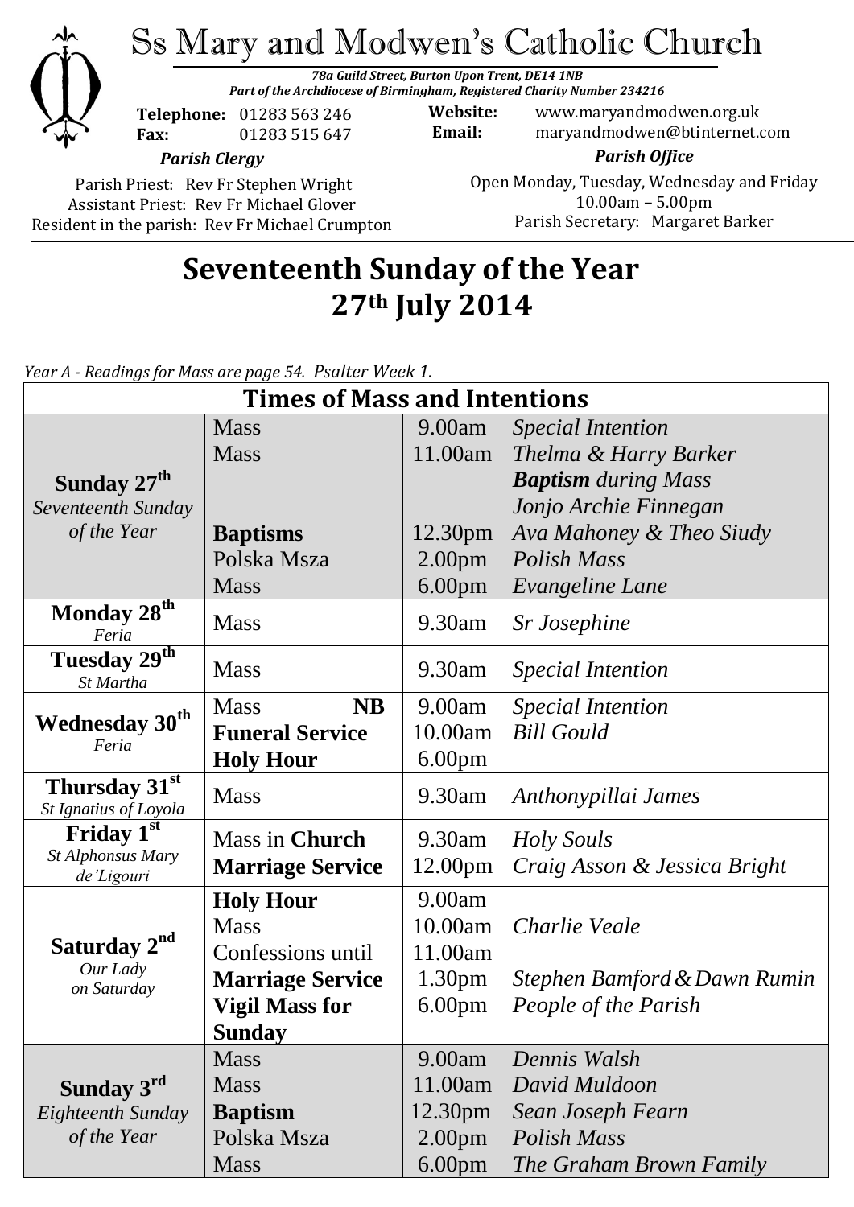# Ss Mary and Modwen's Catholic Church

***78a Guild Street, Burton Upon Trent, DE14 1NB***
***Part of the Archdiocese of Birmingham, Registered Charity Number 234216***

**Telephone:** 01283 563 246
**Fax:** 01283 515 647

**Website:** www.maryandmodwen.org.uk
**Email:** maryandmodwen@btinternet.com

***Parish Clergy***

Parish Priest: Rev Fr Stephen Wright
Assistant Priest: Rev Fr Michael Glover
Resident in the parish: Rev Fr Michael Crumpton

***Parish Office***

Open Monday, Tuesday, Wednesday and Friday
10.00am – 5.00pm
Parish Secretary: Margaret Barker

## Seventeenth Sunday of the Year
## 27th July 2014

*Year A - Readings for Mass are page 54. Psalter Week 1.*

| Times of Mass and Intentions | | | |
|---|---|---|---|
| **Sunday 27th** *Seventeenth Sunday of the Year* | Mass | 9.00am | *Special Intention* |
| | Mass | 11.00am | *Thelma & Harry Barker* |
| | | | ***Baptism** during Mass* |
| | | | *Jonjo Archie Finnegan* |
| | **Baptisms** | 12.30pm | *Ava Mahoney & Theo Siudy* |
| | Polska Msza | 2.00pm | *Polish Mass* |
| | Mass | 6.00pm | *Evangeline Lane* |
| **Monday 28th** *Feria* | Mass | 9.30am | *Sr Josephine* |
| **Tuesday 29th** *St Martha* | Mass | 9.30am | *Special Intention* |
| **Wednesday 30th** *Feria* | Mass **NB** | 9.00am | *Special Intention* |
| | **Funeral Service** | 10.00am | *Bill Gould* |
| | **Holy Hour** | 6.00pm | |
| **Thursday 31st** *St Ignatius of Loyola* | Mass | 9.30am | *Anthonypillai James* |
| **Friday 1st** *St Alphonsus Mary de'Ligouri* | Mass in **Church** | 9.30am | *Holy Souls* |
| | **Marriage Service** | 12.00pm | *Craig Asson & Jessica Bright* |
| **Saturday 2nd** *Our Lady on Saturday* | **Holy Hour** | 9.00am | |
| | Mass | 10.00am | *Charlie Veale* |
| | Confessions until | 11.00am | |
| | **Marriage Service** | 1.30pm | *Stephen Bamford & Dawn Rumin* |
| | **Vigil Mass for Sunday** | 6.00pm | *People of the Parish* |
| **Sunday 3rd** *Eighteenth Sunday of the Year* | Mass | 9.00am | *Dennis Walsh* |
| | Mass | 11.00am | *David Muldoon* |
| | **Baptism** | 12.30pm | *Sean Joseph Fearn* |
| | Polska Msza | 2.00pm | *Polish Mass* |
| | Mass | 6.00pm | *The Graham Brown Family* |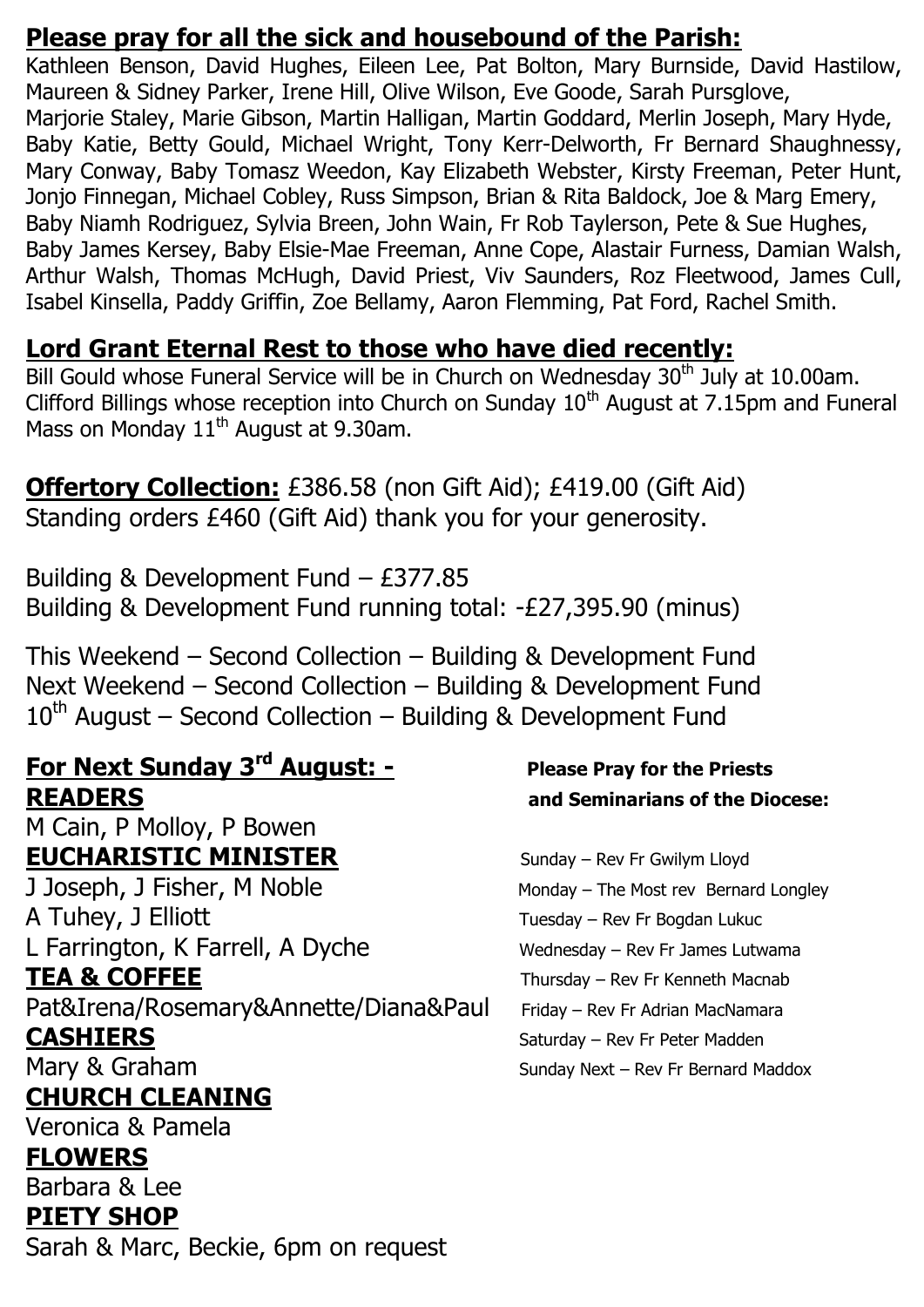## Please pray for all the sick and housebound of the Parish:

Kathleen Benson, David Hughes, Eileen Lee, Pat Bolton, Mary Burnside, David Hastilow, Maureen & Sidney Parker, Irene Hill, Olive Wilson, Eve Goode, Sarah Pursglove, Marjorie Staley, Marie Gibson, Martin Halligan, Martin Goddard, Merlin Joseph, Mary Hyde, Baby Katie, Betty Gould, Michael Wright, Tony Kerr-Delworth, Fr Bernard Shaughnessy, Mary Conway, Baby Tomasz Weedon, Kay Elizabeth Webster, Kirsty Freeman, Peter Hunt, Jonjo Finnegan, Michael Cobley, Russ Simpson, Brian & Rita Baldock, Joe & Marg Emery, Baby Niamh Rodriguez, Sylvia Breen, John Wain, Fr Rob Taylerson, Pete & Sue Hughes, Baby James Kersey, Baby Elsie-Mae Freeman, Anne Cope, Alastair Furness, Damian Walsh, Arthur Walsh, Thomas McHugh, David Priest, Viv Saunders, Roz Fleetwood, James Cull, Isabel Kinsella, Paddy Griffin, Zoe Bellamy, Aaron Flemming, Pat Ford, Rachel Smith.

## Lord Grant Eternal Rest to those who have died recently:

Bill Gould whose Funeral Service will be in Church on Wednesday 30th July at 10.00am.
Clifford Billings whose reception into Church on Sunday 10th August at 7.15pm and Funeral Mass on Monday 11th August at 9.30am.

**Offertory Collection:** £386.58 (non Gift Aid); £419.00 (Gift Aid)
Standing orders £460 (Gift Aid) thank you for your generosity.

Building & Development Fund – £377.85
Building & Development Fund running total: -£27,395.90 (minus)

This Weekend – Second Collection – Building & Development Fund
Next Weekend – Second Collection – Building & Development Fund
10th August – Second Collection – Building & Development Fund

## For Next Sunday 3rd August: -

**READERS**
M Cain, P Molloy, P Bowen

**EUCHARISTIC MINISTER**
J Joseph, J Fisher, M Noble
A Tuhey, J Elliott
L Farrington, K Farrell, A Dyche

**TEA & COFFEE**
Pat&Irena/Rosemary&Annette/Diana&Paul

**CASHIERS**
Mary & Graham

**CHURCH CLEANING**
Veronica & Pamela

**FLOWERS**
Barbara & Lee

**PIETY SHOP**
Sarah & Marc, Beckie, 6pm on request

**Please Pray for the Priests and Seminarians of the Diocese:**

Sunday – Rev Fr Gwilym Lloyd
Monday – The Most rev Bernard Longley
Tuesday – Rev Fr Bogdan Lukuc
Wednesday – Rev Fr James Lutwama
Thursday – Rev Fr Kenneth Macnab
Friday – Rev Fr Adrian MacNamara
Saturday – Rev Fr Peter Madden
Sunday Next – Rev Fr Bernard Maddox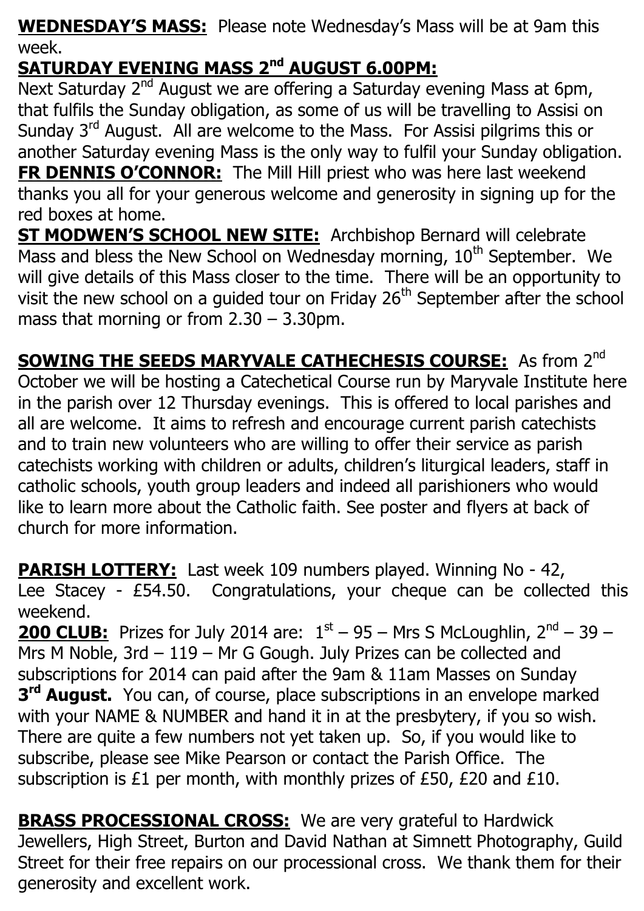**WEDNESDAY'S MASS:** Please note Wednesday's Mass will be at 9am this week.

**SATURDAY EVENING MASS 2nd AUGUST 6.00PM:**
Next Saturday 2nd August we are offering a Saturday evening Mass at 6pm, that fulfils the Sunday obligation, as some of us will be travelling to Assisi on Sunday 3rd August. All are welcome to the Mass. For Assisi pilgrims this or another Saturday evening Mass is the only way to fulfil your Sunday obligation.

**FR DENNIS O'CONNOR:** The Mill Hill priest who was here last weekend thanks you all for your generous welcome and generosity in signing up for the red boxes at home.

**ST MODWEN'S SCHOOL NEW SITE:** Archbishop Bernard will celebrate Mass and bless the New School on Wednesday morning, 10th September. We will give details of this Mass closer to the time. There will be an opportunity to visit the new school on a guided tour on Friday 26th September after the school mass that morning or from 2.30 – 3.30pm.

**SOWING THE SEEDS MARYVALE CATHECHESIS COURSE:** As from 2nd October we will be hosting a Catechetical Course run by Maryvale Institute here in the parish over 12 Thursday evenings. This is offered to local parishes and all are welcome. It aims to refresh and encourage current parish catechists and to train new volunteers who are willing to offer their service as parish catechists working with children or adults, children's liturgical leaders, staff in catholic schools, youth group leaders and indeed all parishioners who would like to learn more about the Catholic faith. See poster and flyers at back of church for more information.

**PARISH LOTTERY:** Last week 109 numbers played. Winning No - 42, Lee Stacey - £54.50. Congratulations, your cheque can be collected this weekend.

**200 CLUB:** Prizes for July 2014 are: 1st – 95 – Mrs S McLoughlin, 2nd – 39 – Mrs M Noble, 3rd – 119 – Mr G Gough. July Prizes can be collected and subscriptions for 2014 can paid after the 9am & 11am Masses on Sunday **3rd August.** You can, of course, place subscriptions in an envelope marked with your NAME & NUMBER and hand it in at the presbytery, if you so wish. There are quite a few numbers not yet taken up. So, if you would like to subscribe, please see Mike Pearson or contact the Parish Office. The subscription is £1 per month, with monthly prizes of £50, £20 and £10.

**BRASS PROCESSIONAL CROSS:** We are very grateful to Hardwick Jewellers, High Street, Burton and David Nathan at Simnett Photography, Guild Street for their free repairs on our processional cross. We thank them for their generosity and excellent work.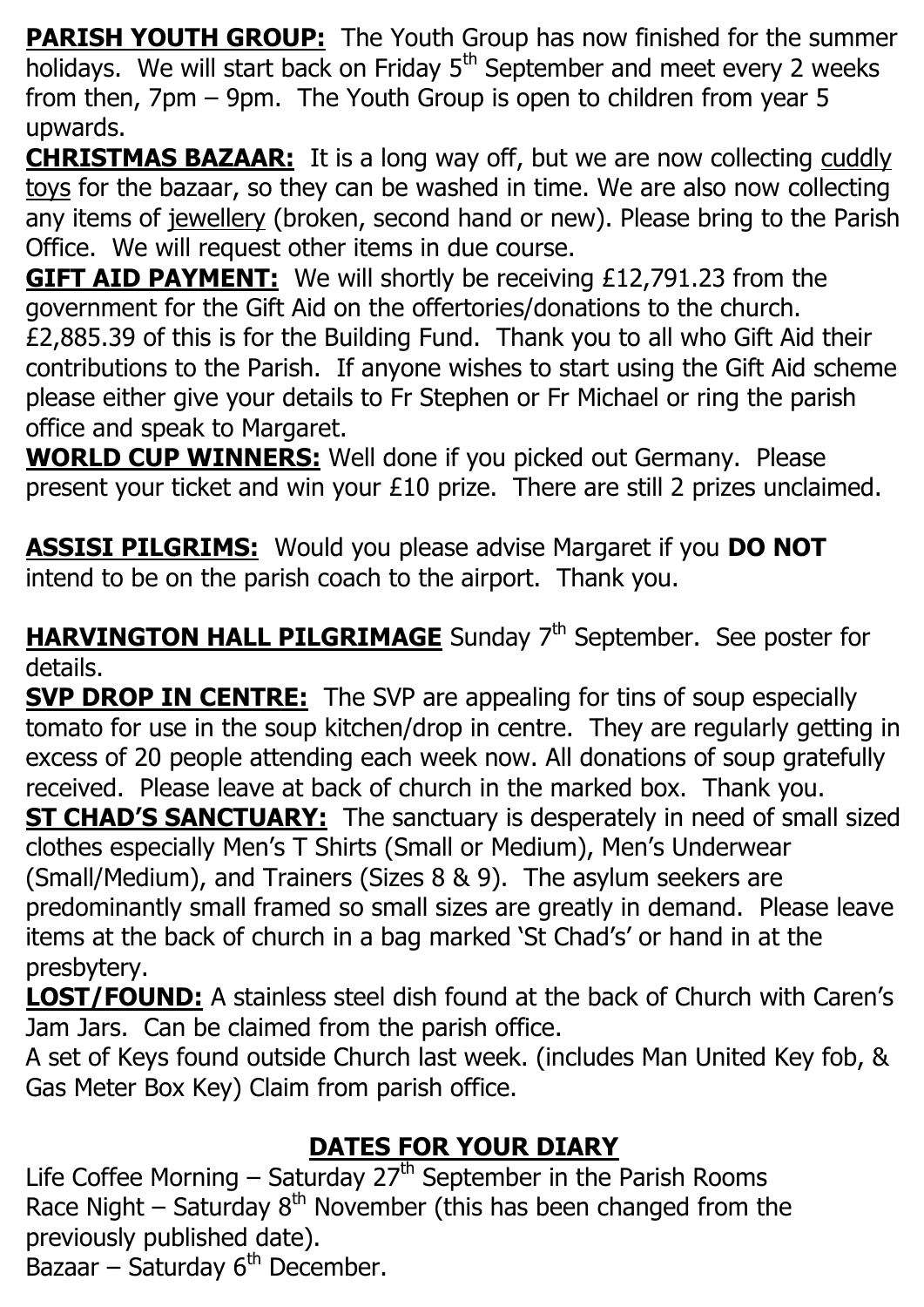**PARISH YOUTH GROUP:** The Youth Group has now finished for the summer holidays. We will start back on Friday 5th September and meet every 2 weeks from then, 7pm – 9pm. The Youth Group is open to children from year 5 upwards.

**CHRISTMAS BAZAAR:** It is a long way off, but we are now collecting cuddly toys for the bazaar, so they can be washed in time. We are also now collecting any items of jewellery (broken, second hand or new). Please bring to the Parish Office. We will request other items in due course.

**GIFT AID PAYMENT:** We will shortly be receiving £12,791.23 from the government for the Gift Aid on the offertories/donations to the church. £2,885.39 of this is for the Building Fund. Thank you to all who Gift Aid their contributions to the Parish. If anyone wishes to start using the Gift Aid scheme please either give your details to Fr Stephen or Fr Michael or ring the parish office and speak to Margaret.

**WORLD CUP WINNERS:** Well done if you picked out Germany. Please present your ticket and win your £10 prize. There are still 2 prizes unclaimed.

**ASSISI PILGRIMS:** Would you please advise Margaret if you **DO NOT** intend to be on the parish coach to the airport. Thank you.

**HARVINGTON HALL PILGRIMAGE** Sunday 7th September. See poster for details.

**SVP DROP IN CENTRE:** The SVP are appealing for tins of soup especially tomato for use in the soup kitchen/drop in centre. They are regularly getting in excess of 20 people attending each week now. All donations of soup gratefully received. Please leave at back of church in the marked box. Thank you.

**ST CHAD'S SANCTUARY:** The sanctuary is desperately in need of small sized clothes especially Men's T Shirts (Small or Medium), Men's Underwear (Small/Medium), and Trainers (Sizes 8 & 9). The asylum seekers are predominantly small framed so small sizes are greatly in demand. Please leave items at the back of church in a bag marked 'St Chad's' or hand in at the presbytery.

**LOST/FOUND:** A stainless steel dish found at the back of Church with Caren's Jam Jars. Can be claimed from the parish office.

A set of Keys found outside Church last week. (includes Man United Key fob, & Gas Meter Box Key) Claim from parish office.

## DATES FOR YOUR DIARY

Life Coffee Morning – Saturday 27th September in the Parish Rooms
Race Night – Saturday 8th November (this has been changed from the previously published date).
Bazaar – Saturday 6th December.